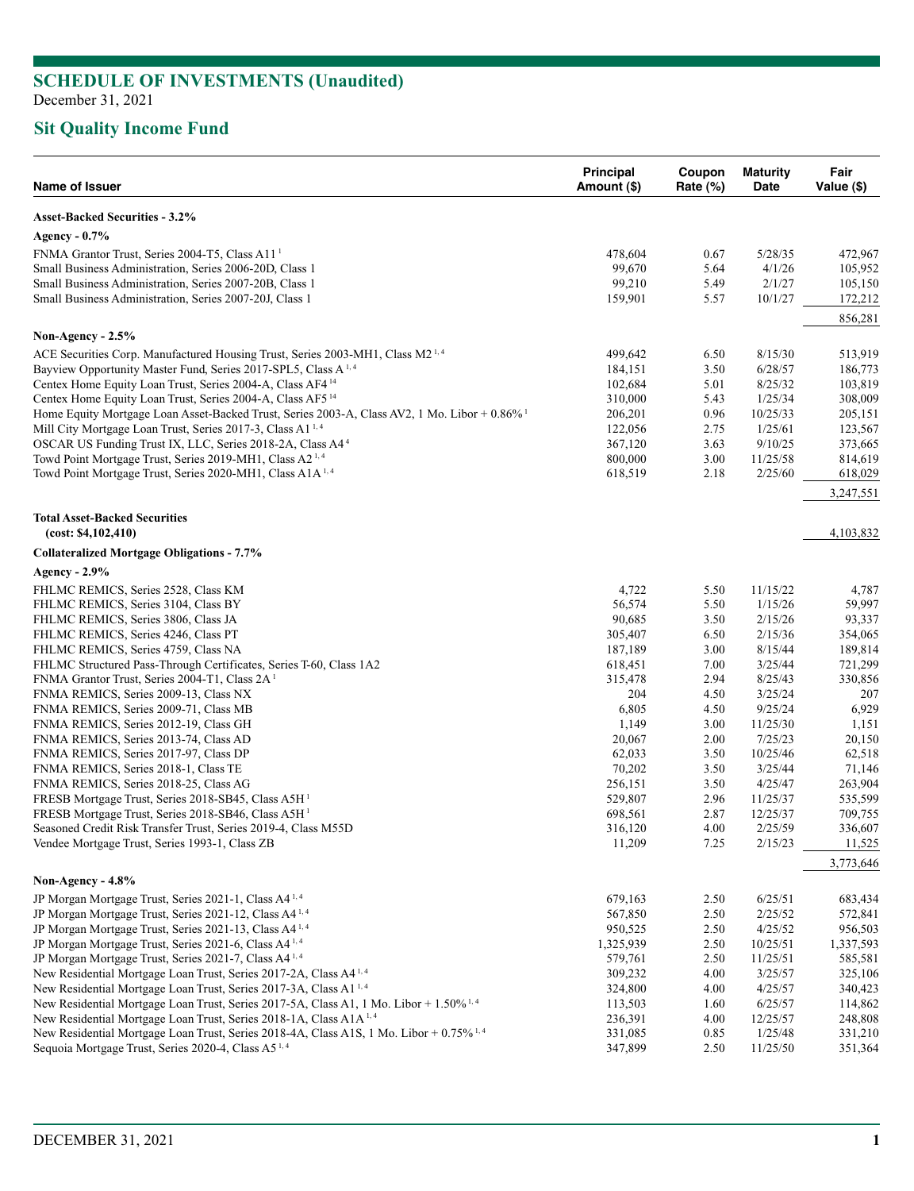# SCHEDULE OF INVESTMENTS (Unaudited)

December 31, 2021

## Sit Quality Income Fund

| Name of Issuer | Principal Amount ($) | Coupon Rate (%) | Maturity Date | Fair Value ($) |
|---|---|---|---|---|
| **Asset-Backed Securities - 3.2%** | | | | |
| **Agency - 0.7%** | | | | |
| FNMA Grantor Trust, Series 2004-T5, Class A11 [1] | 478,604 | 0.67 | 5/28/35 | 472,967 |
| Small Business Administration, Series 2006-20D, Class 1 | 99,670 | 5.64 | 4/1/26 | 105,952 |
| Small Business Administration, Series 2007-20B, Class 1 | 99,210 | 5.49 | 2/1/27 | 105,150 |
| Small Business Administration, Series 2007-20J, Class 1 | 159,901 | 5.57 | 10/1/27 | 172,212 |
| | | | | 856,281 |
| **Non-Agency - 2.5%** | | | | |
| ACE Securities Corp. Manufactured Housing Trust, Series 2003-MH1, Class M2 [1, 4] | 499,642 | 6.50 | 8/15/30 | 513,919 |
| Bayview Opportunity Master Fund, Series 2017-SPL5, Class A [1, 4] | 184,151 | 3.50 | 6/28/57 | 186,773 |
| Centex Home Equity Loan Trust, Series 2004-A, Class AF4 [14] | 102,684 | 5.01 | 8/25/32 | 103,819 |
| Centex Home Equity Loan Trust, Series 2004-A, Class AF5 [14] | 310,000 | 5.43 | 1/25/34 | 308,009 |
| Home Equity Mortgage Loan Asset-Backed Trust, Series 2003-A, Class AV2, 1 Mo. Libor + 0.86% [1] | 206,201 | 0.96 | 10/25/33 | 205,151 |
| Mill City Mortgage Loan Trust, Series 2017-3, Class A1 [1, 4] | 122,056 | 2.75 | 1/25/61 | 123,567 |
| OSCAR US Funding Trust IX, LLC, Series 2018-2A, Class A4 [4] | 367,120 | 3.63 | 9/10/25 | 373,665 |
| Towd Point Mortgage Trust, Series 2019-MH1, Class A2 [1, 4] | 800,000 | 3.00 | 11/25/58 | 814,619 |
| Towd Point Mortgage Trust, Series 2020-MH1, Class A1A [1, 4] | 618,519 | 2.18 | 2/25/60 | 618,029 |
| | | | | 3,247,551 |
| **Total Asset-Backed Securities (cost: $4,102,410)** | | | | 4,103,832 |
| **Collateralized Mortgage Obligations - 7.7%** | | | | |
| **Agency - 2.9%** | | | | |
| FHLMC REMICS, Series 2528, Class KM | 4,722 | 5.50 | 11/15/22 | 4,787 |
| FHLMC REMICS, Series 3104, Class BY | 56,574 | 5.50 | 1/15/26 | 59,997 |
| FHLMC REMICS, Series 3806, Class JA | 90,685 | 3.50 | 2/15/26 | 93,337 |
| FHLMC REMICS, Series 4246, Class PT | 305,407 | 6.50 | 2/15/36 | 354,065 |
| FHLMC REMICS, Series 4759, Class NA | 187,189 | 3.00 | 8/15/44 | 189,814 |
| FHLMC Structured Pass-Through Certificates, Series T-60, Class 1A2 | 618,451 | 7.00 | 3/25/44 | 721,299 |
| FNMA Grantor Trust, Series 2004-T1, Class 2A [1] | 315,478 | 2.94 | 8/25/43 | 330,856 |
| FNMA REMICS, Series 2009-13, Class NX | 204 | 4.50 | 3/25/24 | 207 |
| FNMA REMICS, Series 2009-71, Class MB | 6,805 | 4.50 | 9/25/24 | 6,929 |
| FNMA REMICS, Series 2012-19, Class GH | 1,149 | 3.00 | 11/25/30 | 1,151 |
| FNMA REMICS, Series 2013-74, Class AD | 20,067 | 2.00 | 7/25/23 | 20,150 |
| FNMA REMICS, Series 2017-97, Class DP | 62,033 | 3.50 | 10/25/46 | 62,518 |
| FNMA REMICS, Series 2018-1, Class TE | 70,202 | 3.50 | 3/25/44 | 71,146 |
| FNMA REMICS, Series 2018-25, Class AG | 256,151 | 3.50 | 4/25/47 | 263,904 |
| FRESB Mortgage Trust, Series 2018-SB45, Class A5H [1] | 529,807 | 2.96 | 11/25/37 | 535,599 |
| FRESB Mortgage Trust, Series 2018-SB46, Class A5H [1] | 698,561 | 2.87 | 12/25/37 | 709,755 |
| Seasoned Credit Risk Transfer Trust, Series 2019-4, Class M55D | 316,120 | 4.00 | 2/25/59 | 336,607 |
| Vendee Mortgage Trust, Series 1993-1, Class ZB | 11,209 | 7.25 | 2/15/23 | 11,525 |
| | | | | 3,773,646 |
| **Non-Agency - 4.8%** | | | | |
| JP Morgan Mortgage Trust, Series 2021-1, Class A4 [1, 4] | 679,163 | 2.50 | 6/25/51 | 683,434 |
| JP Morgan Mortgage Trust, Series 2021-12, Class A4 [1, 4] | 567,850 | 2.50 | 2/25/52 | 572,841 |
| JP Morgan Mortgage Trust, Series 2021-13, Class A4 [1, 4] | 950,525 | 2.50 | 4/25/52 | 956,503 |
| JP Morgan Mortgage Trust, Series 2021-6, Class A4 [1, 4] | 1,325,939 | 2.50 | 10/25/51 | 1,337,593 |
| JP Morgan Mortgage Trust, Series 2021-7, Class A4 [1, 4] | 579,761 | 2.50 | 11/25/51 | 585,581 |
| New Residential Mortgage Loan Trust, Series 2017-2A, Class A4 [1, 4] | 309,232 | 4.00 | 3/25/57 | 325,106 |
| New Residential Mortgage Loan Trust, Series 2017-3A, Class A1 [1, 4] | 324,800 | 4.00 | 4/25/57 | 340,423 |
| New Residential Mortgage Loan Trust, Series 2017-5A, Class A1, 1 Mo. Libor + 1.50% [1, 4] | 113,503 | 1.60 | 6/25/57 | 114,862 |
| New Residential Mortgage Loan Trust, Series 2018-1A, Class A1A [1, 4] | 236,391 | 4.00 | 12/25/57 | 248,808 |
| New Residential Mortgage Loan Trust, Series 2018-4A, Class A1S, 1 Mo. Libor + 0.75% [1, 4] | 331,085 | 0.85 | 1/25/48 | 331,210 |
| Sequoia Mortgage Trust, Series 2020-4, Class A5 [1, 4] | 347,899 | 2.50 | 11/25/50 | 351,364 |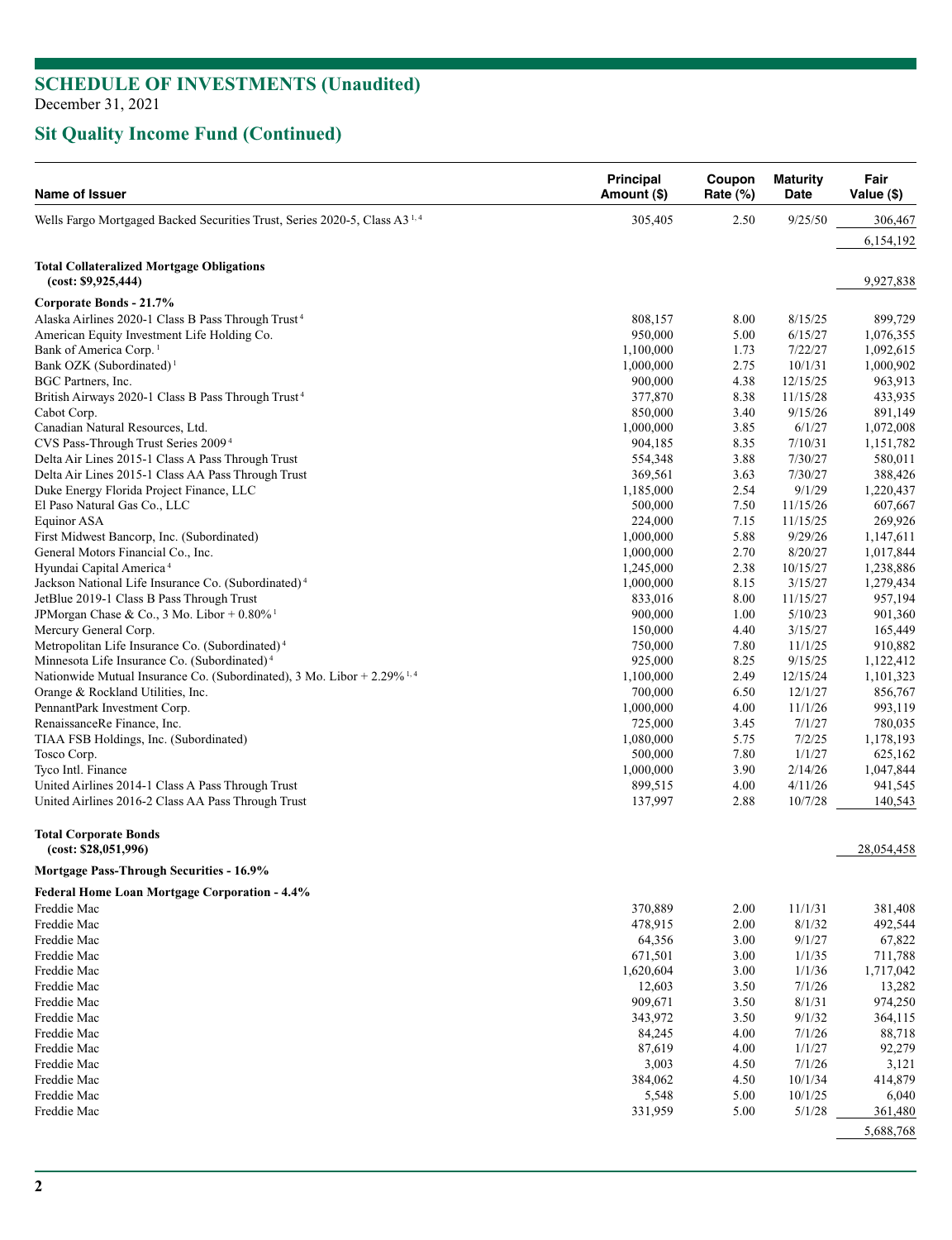# SCHEDULE OF INVESTMENTS (Unaudited)

December 31, 2021

## Sit Quality Income Fund (Continued)

| Name of Issuer | Principal Amount ($) | Coupon Rate (%) | Maturity Date | Fair Value ($) |
|---|---|---|---|---|
| Wells Fargo Mortgaged Backed Securities Trust, Series 2020-5, Class A3 [1, 4] | 305,405 | 2.50 | 9/25/50 | 306,467 |
| | | | | 6,154,192 |
| **Total Collateralized Mortgage Obligations (cost: $9,925,444)** | | | | 9,927,838 |
| **Corporate Bonds - 21.7%** | | | | |
| Alaska Airlines 2020-1 Class B Pass Through Trust [4] | 808,157 | 8.00 | 8/15/25 | 899,729 |
| American Equity Investment Life Holding Co. | 950,000 | 5.00 | 6/15/27 | 1,076,355 |
| Bank of America Corp. [1] | 1,100,000 | 1.73 | 7/22/27 | 1,092,615 |
| Bank OZK (Subordinated) [1] | 1,000,000 | 2.75 | 10/1/31 | 1,000,902 |
| BGC Partners, Inc. | 900,000 | 4.38 | 12/15/25 | 963,913 |
| British Airways 2020-1 Class B Pass Through Trust [4] | 377,870 | 8.38 | 11/15/28 | 433,935 |
| Cabot Corp. | 850,000 | 3.40 | 9/15/26 | 891,149 |
| Canadian Natural Resources, Ltd. | 1,000,000 | 3.85 | 6/1/27 | 1,072,008 |
| CVS Pass-Through Trust Series 2009 [4] | 904,185 | 8.35 | 7/10/31 | 1,151,782 |
| Delta Air Lines 2015-1 Class A Pass Through Trust | 554,348 | 3.88 | 7/30/27 | 580,011 |
| Delta Air Lines 2015-1 Class AA Pass Through Trust | 369,561 | 3.63 | 7/30/27 | 388,426 |
| Duke Energy Florida Project Finance, LLC | 1,185,000 | 2.54 | 9/1/29 | 1,220,437 |
| El Paso Natural Gas Co., LLC | 500,000 | 7.50 | 11/15/26 | 607,667 |
| Equinor ASA | 224,000 | 7.15 | 11/15/25 | 269,926 |
| First Midwest Bancorp, Inc. (Subordinated) | 1,000,000 | 5.88 | 9/29/26 | 1,147,611 |
| General Motors Financial Co., Inc. | 1,000,000 | 2.70 | 8/20/27 | 1,017,844 |
| Hyundai Capital America [4] | 1,245,000 | 2.38 | 10/15/27 | 1,238,886 |
| Jackson National Life Insurance Co. (Subordinated) [4] | 1,000,000 | 8.15 | 3/15/27 | 1,279,434 |
| JetBlue 2019-1 Class B Pass Through Trust | 833,016 | 8.00 | 11/15/27 | 957,194 |
| JPMorgan Chase & Co., 3 Mo. Libor + 0.80% [1] | 900,000 | 1.00 | 5/10/23 | 901,360 |
| Mercury General Corp. | 150,000 | 4.40 | 3/15/27 | 165,449 |
| Metropolitan Life Insurance Co. (Subordinated) [4] | 750,000 | 7.80 | 11/1/25 | 910,882 |
| Minnesota Life Insurance Co. (Subordinated) [4] | 925,000 | 8.25 | 9/15/25 | 1,122,412 |
| Nationwide Mutual Insurance Co. (Subordinated), 3 Mo. Libor + 2.29% [1, 4] | 1,100,000 | 2.49 | 12/15/24 | 1,101,323 |
| Orange & Rockland Utilities, Inc. | 700,000 | 6.50 | 12/1/27 | 856,767 |
| PennantPark Investment Corp. | 1,000,000 | 4.00 | 11/1/26 | 993,119 |
| RenaissanceRe Finance, Inc. | 725,000 | 3.45 | 7/1/27 | 780,035 |
| TIAA FSB Holdings, Inc. (Subordinated) | 1,080,000 | 5.75 | 7/2/25 | 1,178,193 |
| Tosco Corp. | 500,000 | 7.80 | 1/1/27 | 625,162 |
| Tyco Intl. Finance | 1,000,000 | 3.90 | 2/14/26 | 1,047,844 |
| United Airlines 2014-1 Class A Pass Through Trust | 899,515 | 4.00 | 4/11/26 | 941,545 |
| United Airlines 2016-2 Class AA Pass Through Trust | 137,997 | 2.88 | 10/7/28 | 140,543 |
| **Total Corporate Bonds (cost: $28,051,996)** | | | | 28,054,458 |
| **Mortgage Pass-Through Securities - 16.9%** | | | | |
| **Federal Home Loan Mortgage Corporation - 4.4%** | | | | |
| Freddie Mac | 370,889 | 2.00 | 11/1/31 | 381,408 |
| Freddie Mac | 478,915 | 2.00 | 8/1/32 | 492,544 |
| Freddie Mac | 64,356 | 3.00 | 9/1/27 | 67,822 |
| Freddie Mac | 671,501 | 3.00 | 1/1/35 | 711,788 |
| Freddie Mac | 1,620,604 | 3.00 | 1/1/36 | 1,717,042 |
| Freddie Mac | 12,603 | 3.50 | 7/1/26 | 13,282 |
| Freddie Mac | 909,671 | 3.50 | 8/1/31 | 974,250 |
| Freddie Mac | 343,972 | 3.50 | 9/1/32 | 364,115 |
| Freddie Mac | 84,245 | 4.00 | 7/1/26 | 88,718 |
| Freddie Mac | 87,619 | 4.00 | 1/1/27 | 92,279 |
| Freddie Mac | 3,003 | 4.50 | 7/1/26 | 3,121 |
| Freddie Mac | 384,062 | 4.50 | 10/1/34 | 414,879 |
| Freddie Mac | 5,548 | 5.00 | 10/1/25 | 6,040 |
| Freddie Mac | 331,959 | 5.00 | 5/1/28 | 361,480 |
| | | | | 5,688,768 |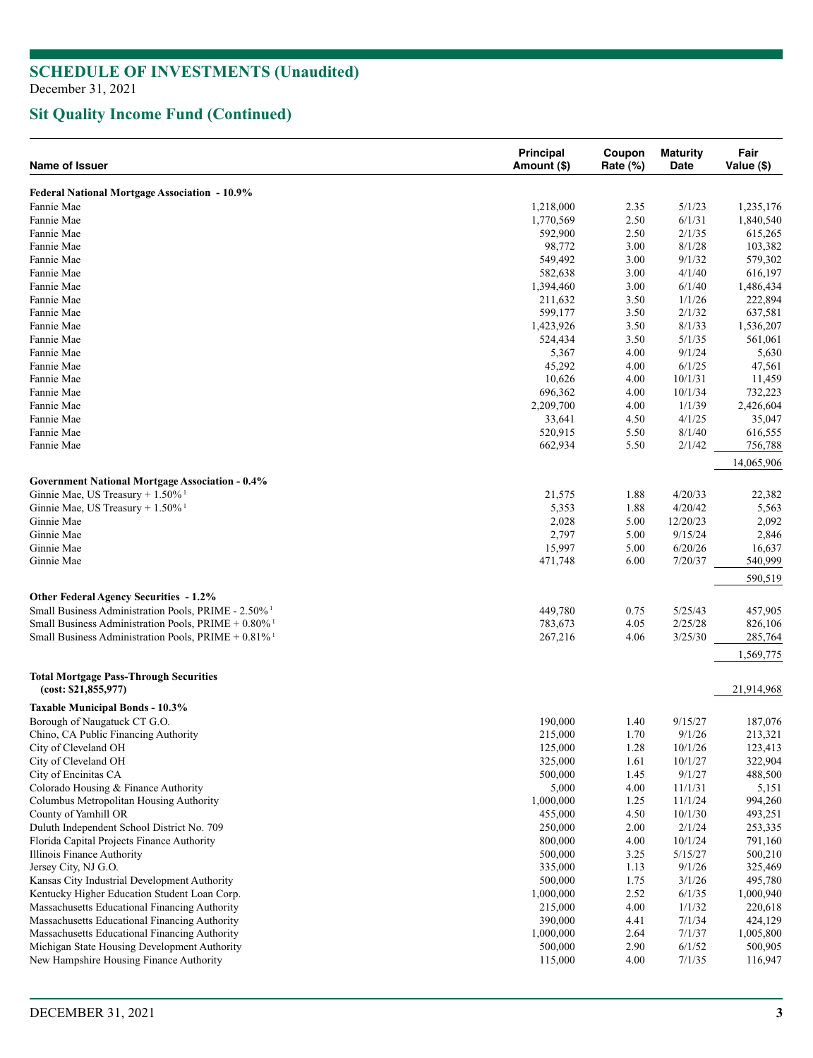# SCHEDULE OF INVESTMENTS (Unaudited)

December 31, 2021

## Sit Quality Income Fund (Continued)

| Name of Issuer | Principal Amount ($) | Coupon Rate (%) | Maturity Date | Fair Value ($) |
|---|---|---|---|---|
| **Federal National Mortgage Association - 10.9%** | | | | |
| Fannie Mae | 1,218,000 | 2.35 | 5/1/23 | 1,235,176 |
| Fannie Mae | 1,770,569 | 2.50 | 6/1/31 | 1,840,540 |
| Fannie Mae | 592,900 | 2.50 | 2/1/35 | 615,265 |
| Fannie Mae | 98,772 | 3.00 | 8/1/28 | 103,382 |
| Fannie Mae | 549,492 | 3.00 | 9/1/32 | 579,302 |
| Fannie Mae | 582,638 | 3.00 | 4/1/40 | 616,197 |
| Fannie Mae | 1,394,460 | 3.00 | 6/1/40 | 1,486,434 |
| Fannie Mae | 211,632 | 3.50 | 1/1/26 | 222,894 |
| Fannie Mae | 599,177 | 3.50 | 2/1/32 | 637,581 |
| Fannie Mae | 1,423,926 | 3.50 | 8/1/33 | 1,536,207 |
| Fannie Mae | 524,434 | 3.50 | 5/1/35 | 561,061 |
| Fannie Mae | 5,367 | 4.00 | 9/1/24 | 5,630 |
| Fannie Mae | 45,292 | 4.00 | 6/1/25 | 47,561 |
| Fannie Mae | 10,626 | 4.00 | 10/1/31 | 11,459 |
| Fannie Mae | 696,362 | 4.00 | 10/1/34 | 732,223 |
| Fannie Mae | 2,209,700 | 4.00 | 1/1/39 | 2,426,604 |
| Fannie Mae | 33,641 | 4.50 | 4/1/25 | 35,047 |
| Fannie Mae | 520,915 | 5.50 | 8/1/40 | 616,555 |
| Fannie Mae | 662,934 | 5.50 | 2/1/42 | 756,788 |
| | | | | 14,065,906 |
| **Government National Mortgage Association - 0.4%** | | | | |
| Ginnie Mae, US Treasury + 1.50% [1] | 21,575 | 1.88 | 4/20/33 | 22,382 |
| Ginnie Mae, US Treasury + 1.50% [1] | 5,353 | 1.88 | 4/20/42 | 5,563 |
| Ginnie Mae | 2,028 | 5.00 | 12/20/23 | 2,092 |
| Ginnie Mae | 2,797 | 5.00 | 9/15/24 | 2,846 |
| Ginnie Mae | 15,997 | 5.00 | 6/20/26 | 16,637 |
| Ginnie Mae | 471,748 | 6.00 | 7/20/37 | 540,999 |
| | | | | 590,519 |
| **Other Federal Agency Securities - 1.2%** | | | | |
| Small Business Administration Pools, PRIME - 2.50% [1] | 449,780 | 0.75 | 5/25/43 | 457,905 |
| Small Business Administration Pools, PRIME + 0.80% [1] | 783,673 | 4.05 | 2/25/28 | 826,106 |
| Small Business Administration Pools, PRIME + 0.81% [1] | 267,216 | 4.06 | 3/25/30 | 285,764 |
| | | | | 1,569,775 |
| **Total Mortgage Pass-Through Securities (cost: $21,855,977)** | | | | 21,914,968 |
| **Taxable Municipal Bonds - 10.3%** | | | | |
| Borough of Naugatuck CT G.O. | 190,000 | 1.40 | 9/15/27 | 187,076 |
| Chino, CA Public Financing Authority | 215,000 | 1.70 | 9/1/26 | 213,321 |
| City of Cleveland OH | 125,000 | 1.28 | 10/1/26 | 123,413 |
| City of Cleveland OH | 325,000 | 1.61 | 10/1/27 | 322,904 |
| City of Encinitas CA | 500,000 | 1.45 | 9/1/27 | 488,500 |
| Colorado Housing & Finance Authority | 5,000 | 4.00 | 11/1/31 | 5,151 |
| Columbus Metropolitan Housing Authority | 1,000,000 | 1.25 | 11/1/24 | 994,260 |
| County of Yamhill OR | 455,000 | 4.50 | 10/1/30 | 493,251 |
| Duluth Independent School District No. 709 | 250,000 | 2.00 | 2/1/24 | 253,335 |
| Florida Capital Projects Finance Authority | 800,000 | 4.00 | 10/1/24 | 791,160 |
| Illinois Finance Authority | 500,000 | 3.25 | 5/15/27 | 500,210 |
| Jersey City, NJ G.O. | 335,000 | 1.13 | 9/1/26 | 325,469 |
| Kansas City Industrial Development Authority | 500,000 | 1.75 | 3/1/26 | 495,780 |
| Kentucky Higher Education Student Loan Corp. | 1,000,000 | 2.52 | 6/1/35 | 1,000,940 |
| Massachusetts Educational Financing Authority | 215,000 | 4.00 | 1/1/32 | 220,618 |
| Massachusetts Educational Financing Authority | 390,000 | 4.41 | 7/1/34 | 424,129 |
| Massachusetts Educational Financing Authority | 1,000,000 | 2.64 | 7/1/37 | 1,005,800 |
| Michigan State Housing Development Authority | 500,000 | 2.90 | 6/1/52 | 500,905 |
| New Hampshire Housing Finance Authority | 115,000 | 4.00 | 7/1/35 | 116,947 |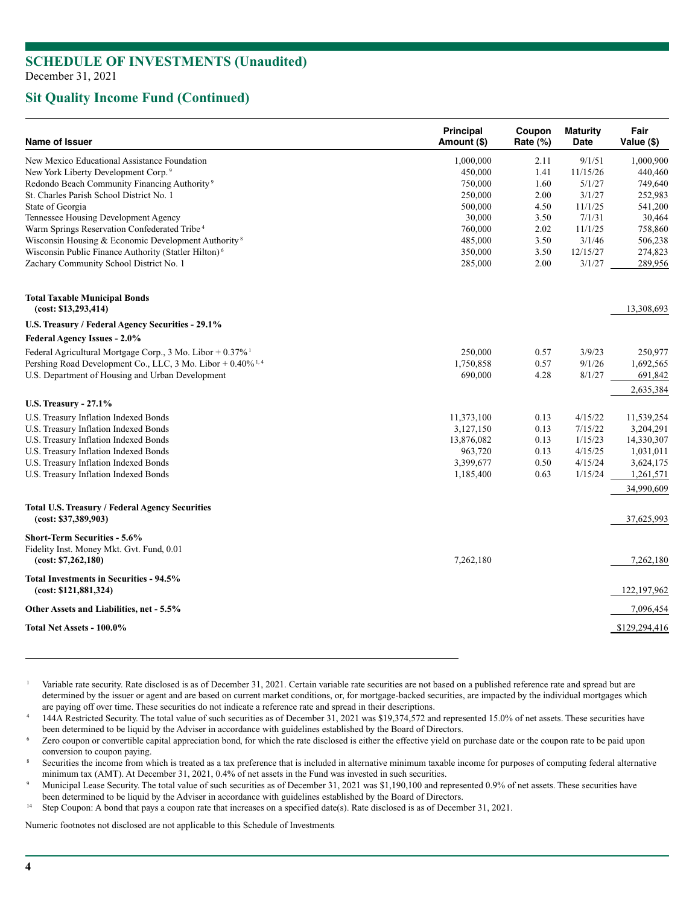## SCHEDULE OF INVESTMENTS (Unaudited)

December 31, 2021

## Sit Quality Income Fund (Continued)

| Name of Issuer | Principal Amount ($) | Coupon Rate (%) | Maturity Date | Fair Value ($) |
|---|---|---|---|---|
| New Mexico Educational Assistance Foundation | 1,000,000 | 2.11 | 9/1/51 | 1,000,900 |
| New York Liberty Development Corp. [9] | 450,000 | 1.41 | 11/15/26 | 440,460 |
| Redondo Beach Community Financing Authority [9] | 750,000 | 1.60 | 5/1/27 | 749,640 |
| St. Charles Parish School District No. 1 | 250,000 | 2.00 | 3/1/27 | 252,983 |
| State of Georgia | 500,000 | 4.50 | 11/1/25 | 541,200 |
| Tennessee Housing Development Agency | 30,000 | 3.50 | 7/1/31 | 30,464 |
| Warm Springs Reservation Confederated Tribe [4] | 760,000 | 2.02 | 11/1/25 | 758,860 |
| Wisconsin Housing & Economic Development Authority [8] | 485,000 | 3.50 | 3/1/46 | 506,238 |
| Wisconsin Public Finance Authority (Statler Hilton) [6] | 350,000 | 3.50 | 12/15/27 | 274,823 |
| Zachary Community School District No. 1 | 285,000 | 2.00 | 3/1/27 | 289,956 |
| **Total Taxable Municipal Bonds (cost: $13,293,414)** | | | | 13,308,693 |
| **U.S. Treasury / Federal Agency Securities - 29.1%** | | | | |
| **Federal Agency Issues - 2.0%** | | | | |
| Federal Agricultural Mortgage Corp., 3 Mo. Libor + 0.37% [1] | 250,000 | 0.57 | 3/9/23 | 250,977 |
| Pershing Road Development Co., LLC, 3 Mo. Libor + 0.40% [1,4] | 1,750,858 | 0.57 | 9/1/26 | 1,692,565 |
| U.S. Department of Housing and Urban Development | 690,000 | 4.28 | 8/1/27 | 691,842 |
| | | | | 2,635,384 |
| **U.S. Treasury - 27.1%** | | | | |
| U.S. Treasury Inflation Indexed Bonds | 11,373,100 | 0.13 | 4/15/22 | 11,539,254 |
| U.S. Treasury Inflation Indexed Bonds | 3,127,150 | 0.13 | 7/15/22 | 3,204,291 |
| U.S. Treasury Inflation Indexed Bonds | 13,876,082 | 0.13 | 1/15/23 | 14,330,307 |
| U.S. Treasury Inflation Indexed Bonds | 963,720 | 0.13 | 4/15/25 | 1,031,011 |
| U.S. Treasury Inflation Indexed Bonds | 3,399,677 | 0.50 | 4/15/24 | 3,624,175 |
| U.S. Treasury Inflation Indexed Bonds | 1,185,400 | 0.63 | 1/15/24 | 1,261,571 |
| | | | | 34,990,609 |
| **Total U.S. Treasury / Federal Agency Securities (cost: $37,389,903)** | | | | 37,625,993 |
| **Short-Term Securities - 5.6%** | | | | |
| Fidelity Inst. Money Mkt. Gvt. Fund, 0.01 **(cost: $7,262,180)** | 7,262,180 | | | 7,262,180 |
| **Total Investments in Securities - 94.5% (cost: $121,881,324)** | | | | 122,197,962 |
| **Other Assets and Liabilities, net - 5.5%** | | | | 7,096,454 |
| **Total Net Assets - 100.0%** | | | | $129,294,416 |

[1] Variable rate security. Rate disclosed is as of December 31, 2021. Certain variable rate securities are not based on a published reference rate and spread but are determined by the issuer or agent and are based on current market conditions, or, for mortgage-backed securities, are impacted by the individual mortgages which are paying off over time. These securities do not indicate a reference rate and spread in their descriptions.

[4] 144A Restricted Security. The total value of such securities as of December 31, 2021 was $19,374,572 and represented 15.0% of net assets. These securities have been determined to be liquid by the Adviser in accordance with guidelines established by the Board of Directors.

[6] Zero coupon or convertible capital appreciation bond, for which the rate disclosed is either the effective yield on purchase date or the coupon rate to be paid upon conversion to coupon paying.

[8] Securities the income from which is treated as a tax preference that is included in alternative minimum taxable income for purposes of computing federal alternative minimum tax (AMT). At December 31, 2021, 0.4% of net assets in the Fund was invested in such securities.

[9] Municipal Lease Security. The total value of such securities as of December 31, 2021 was $1,190,100 and represented 0.9% of net assets. These securities have been determined to be liquid by the Adviser in accordance with guidelines established by the Board of Directors.

[14] Step Coupon: A bond that pays a coupon rate that increases on a specified date(s). Rate disclosed is as of December 31, 2021.

Numeric footnotes not disclosed are not applicable to this Schedule of Investments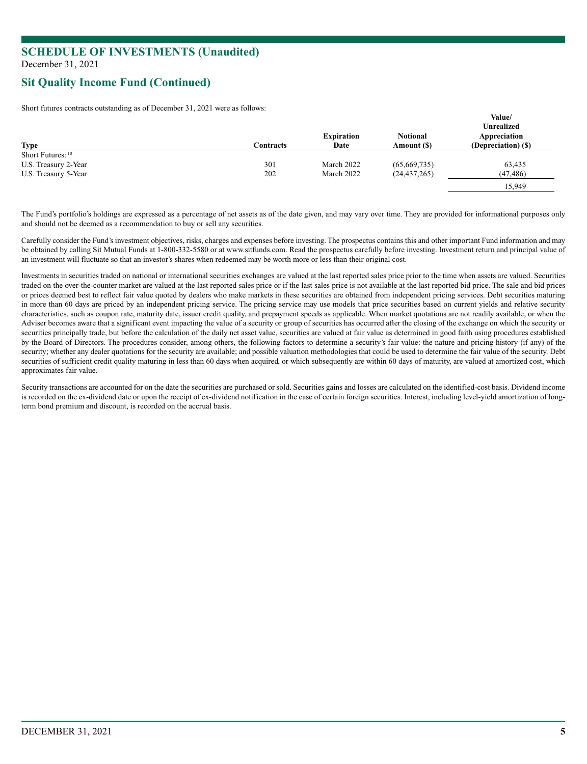# SCHEDULE OF INVESTMENTS (Unaudited)

December 31, 2021

## Sit Quality Income Fund (Continued)

Short futures contracts outstanding as of December 31, 2021 were as follows:

| Type | Contracts | Expiration Date | Notional Amount ($) | Value/ Unrealized Appreciation (Depreciation) ($) |
|---|---|---|---|---|
| Short Futures: [10] | | | | |
| U.S. Treasury 2-Year | 301 | March 2022 | (65,669,735) | 63,435 |
| U.S. Treasury 5-Year | 202 | March 2022 | (24,437,265) | (47,486) |
| | | | | 15,949 |

The Fund's portfolio's holdings are expressed as a percentage of net assets as of the date given, and may vary over time. They are provided for informational purposes only and should not be deemed as a recommendation to buy or sell any securities.

Carefully consider the Fund's investment objectives, risks, charges and expenses before investing. The prospectus contains this and other important Fund information and may be obtained by calling Sit Mutual Funds at 1-800-332-5580 or at www.sitfunds.com. Read the prospectus carefully before investing. Investment return and principal value of an investment will fluctuate so that an investor's shares when redeemed may be worth more or less than their original cost.

Investments in securities traded on national or international securities exchanges are valued at the last reported sales price prior to the time when assets are valued. Securities traded on the over-the-counter market are valued at the last reported sales price or if the last sales price is not available at the last reported bid price. The sale and bid prices or prices deemed best to reflect fair value quoted by dealers who make markets in these securities are obtained from independent pricing services. Debt securities maturing in more than 60 days are priced by an independent pricing service. The pricing service may use models that price securities based on current yields and relative security characteristics, such as coupon rate, maturity date, issuer credit quality, and prepayment speeds as applicable. When market quotations are not readily available, or when the Adviser becomes aware that a significant event impacting the value of a security or group of securities has occurred after the closing of the exchange on which the security or securities principally trade, but before the calculation of the daily net asset value, securities are valued at fair value as determined in good faith using procedures established by the Board of Directors. The procedures consider, among others, the following factors to determine a security's fair value: the nature and pricing history (if any) of the security; whether any dealer quotations for the security are available; and possible valuation methodologies that could be used to determine the fair value of the security. Debt securities of sufficient credit quality maturing in less than 60 days when acquired, or which subsequently are within 60 days of maturity, are valued at amortized cost, which approximates fair value.

Security transactions are accounted for on the date the securities are purchased or sold. Securities gains and losses are calculated on the identified-cost basis. Dividend income is recorded on the ex-dividend date or upon the receipt of ex-dividend notification in the case of certain foreign securities. Interest, including level-yield amortization of long-term bond premium and discount, is recorded on the accrual basis.